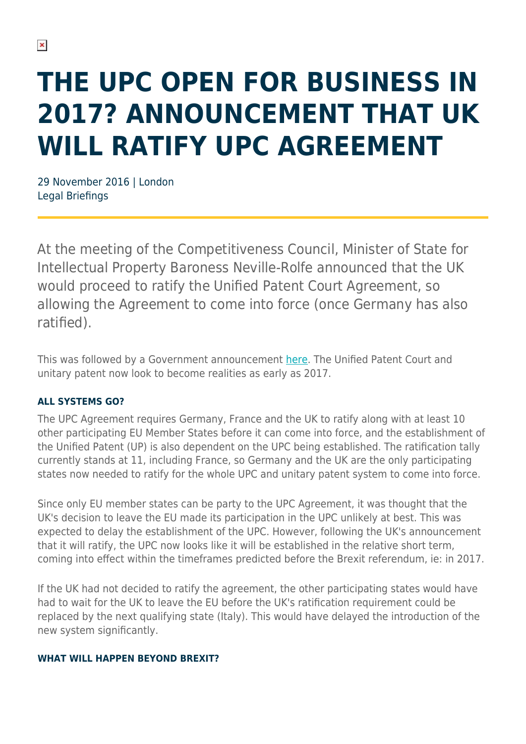# THE UPC OPEN FOR BUSINESS IN 2017? ANNOUNCEMENT THAT UK WILL RATIFY UPC AGREEMENT

29 November 2016 | London
Legal Briefings

At the meeting of the Competitiveness Council, Minister of State for Intellectual Property Baroness Neville-Rolfe announced that the UK would proceed to ratify the Unified Patent Court Agreement, so allowing the Agreement to come into force (once Germany has also ratified).

This was followed by a Government announcement here. The Unified Patent Court and unitary patent now look to become realities as early as 2017.

### ALL SYSTEMS GO?

The UPC Agreement requires Germany, France and the UK to ratify along with at least 10 other participating EU Member States before it can come into force, and the establishment of the Unified Patent (UP) is also dependent on the UPC being established. The ratification tally currently stands at 11, including France, so Germany and the UK are the only participating states now needed to ratify for the whole UPC and unitary patent system to come into force.

Since only EU member states can be party to the UPC Agreement, it was thought that the UK's decision to leave the EU made its participation in the UPC unlikely at best. This was expected to delay the establishment of the UPC. However, following the UK's announcement that it will ratify, the UPC now looks like it will be established in the relative short term, coming into effect within the timeframes predicted before the Brexit referendum, ie: in 2017.

If the UK had not decided to ratify the agreement, the other participating states would have had to wait for the UK to leave the EU before the UK's ratification requirement could be replaced by the next qualifying state (Italy). This would have delayed the introduction of the new system significantly.

### WHAT WILL HAPPEN BEYOND BREXIT?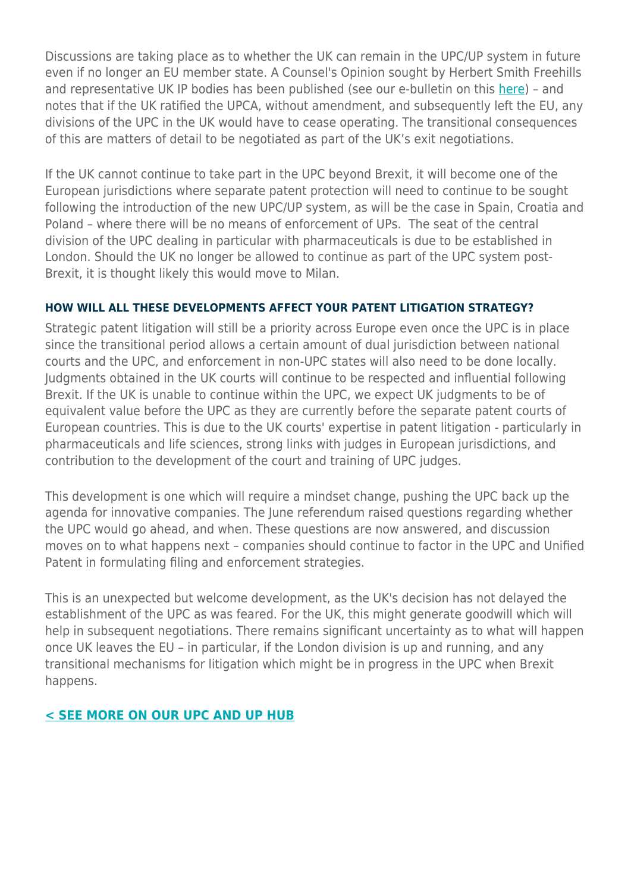Discussions are taking place as to whether the UK can remain in the UPC/UP system in future even if no longer an EU member state. A Counsel's Opinion sought by Herbert Smith Freehills and representative UK IP bodies has been published (see our e-bulletin on this [here]) – and notes that if the UK ratified the UPCA, without amendment, and subsequently left the EU, any divisions of the UPC in the UK would have to cease operating. The transitional consequences of this are matters of detail to be negotiated as part of the UK's exit negotiations.

If the UK cannot continue to take part in the UPC beyond Brexit, it will become one of the European jurisdictions where separate patent protection will need to continue to be sought following the introduction of the new UPC/UP system, as will be the case in Spain, Croatia and Poland – where there will be no means of enforcement of UPs. The seat of the central division of the UPC dealing in particular with pharmaceuticals is due to be established in London. Should the UK no longer be allowed to continue as part of the UPC system post-Brexit, it is thought likely this would move to Milan.

#### HOW WILL ALL THESE DEVELOPMENTS AFFECT YOUR PATENT LITIGATION STRATEGY?

Strategic patent litigation will still be a priority across Europe even once the UPC is in place since the transitional period allows a certain amount of dual jurisdiction between national courts and the UPC, and enforcement in non-UPC states will also need to be done locally. Judgments obtained in the UK courts will continue to be respected and influential following Brexit. If the UK is unable to continue within the UPC, we expect UK judgments to be of equivalent value before the UPC as they are currently before the separate patent courts of European countries. This is due to the UK courts' expertise in patent litigation - particularly in pharmaceuticals and life sciences, strong links with judges in European jurisdictions, and contribution to the development of the court and training of UPC judges.

This development is one which will require a mindset change, pushing the UPC back up the agenda for innovative companies. The June referendum raised questions regarding whether the UPC would go ahead, and when. These questions are now answered, and discussion moves on to what happens next – companies should continue to factor in the UPC and Unified Patent in formulating filing and enforcement strategies.

This is an unexpected but welcome development, as the UK's decision has not delayed the establishment of the UPC as was feared. For the UK, this might generate goodwill which will help in subsequent negotiations. There remains significant uncertainty as to what will happen once UK leaves the EU – in particular, if the London division is up and running, and any transitional mechanisms for litigation which might be in progress in the UPC when Brexit happens.

**< SEE MORE ON OUR UPC AND UP HUB**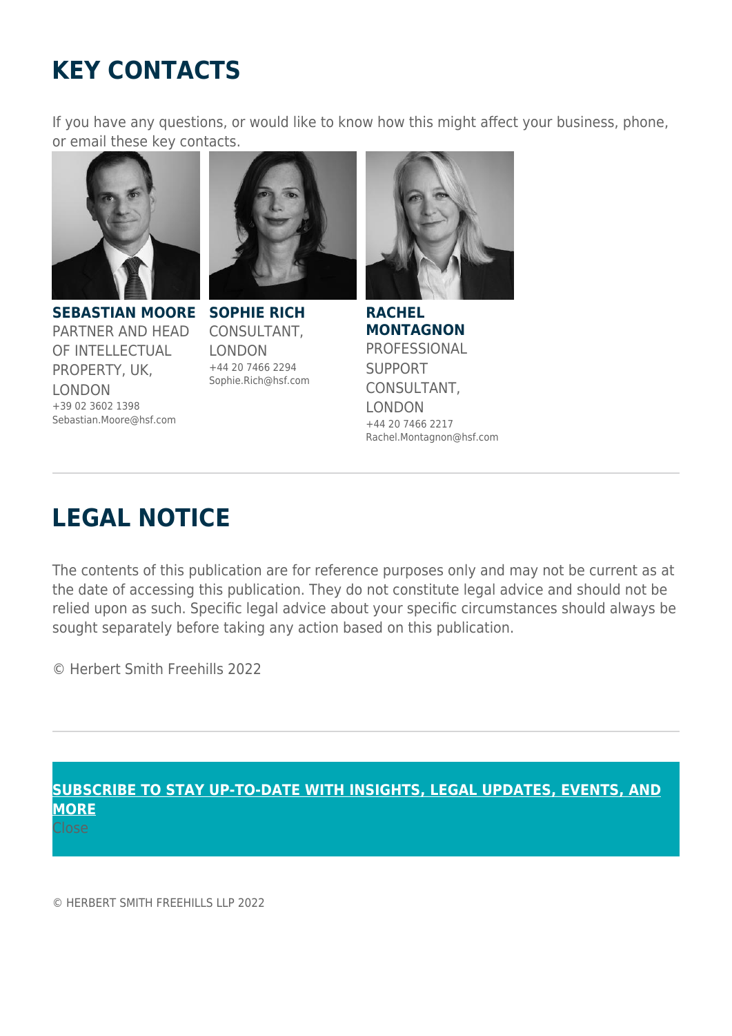# KEY CONTACTS

If you have any questions, or would like to know how this might affect your business, phone, or email these key contacts.

**SEBASTIAN MOORE**
PARTNER AND HEAD OF INTELLECTUAL PROPERTY, UK, LONDON
+39 02 3602 1398
Sebastian.Moore@hsf.com

**SOPHIE RICH**
CONSULTANT, LONDON
+44 20 7466 2294
Sophie.Rich@hsf.com

**RACHEL MONTAGNON**
PROFESSIONAL SUPPORT CONSULTANT, LONDON
+44 20 7466 2217
Rachel.Montagnon@hsf.com

---

# LEGAL NOTICE

The contents of this publication are for reference purposes only and may not be current as at the date of accessing this publication. They do not constitute legal advice and should not be relied upon as such. Specific legal advice about your specific circumstances should always be sought separately before taking any action based on this publication.

© Herbert Smith Freehills 2022

---

**SUBSCRIBE TO STAY UP-TO-DATE WITH INSIGHTS, LEGAL UPDATES, EVENTS, AND MORE**

Close

© HERBERT SMITH FREEHILLS LLP 2022